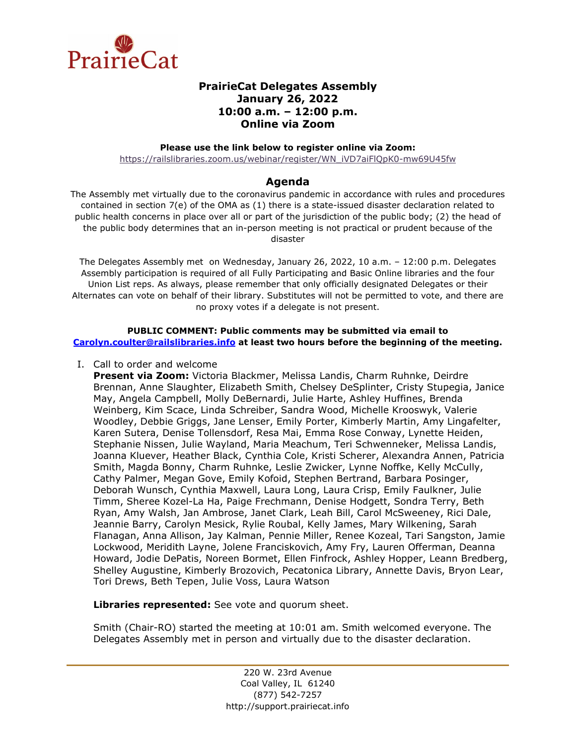PrairieCat

# PrairieCat Delegates Assembly
## January 26, 2022
## 10:00 a.m. – 12:00 p.m.
## Online via Zoom

**Please use the link below to register online via Zoom:**
https://railslibraries.zoom.us/webinar/register/WN_iVD7aiFlQpK0-mw69U45fw

## Agenda

The Assembly met virtually due to the coronavirus pandemic in accordance with rules and procedures contained in section 7(e) of the OMA as (1) there is a state-issued disaster declaration related to public health concerns in place over all or part of the jurisdiction of the public body; (2) the head of the public body determines that an in-person meeting is not practical or prudent because of the disaster

The Delegates Assembly met on Wednesday, January 26, 2022, 10 a.m. – 12:00 p.m. Delegates Assembly participation is required of all Fully Participating and Basic Online libraries and the four Union List reps. As always, please remember that only officially designated Delegates or their Alternates can vote on behalf of their library. Substitutes will not be permitted to vote, and there are no proxy votes if a delegate is not present.

**PUBLIC COMMENT: Public comments may be submitted via email to Carolyn.coulter@railslibraries.info at least two hours before the beginning of the meeting.**

I. Call to order and welcome

**Present via Zoom:** Victoria Blackmer, Melissa Landis, Charm Ruhnke, Deirdre Brennan, Anne Slaughter, Elizabeth Smith, Chelsey DeSplinter, Cristy Stupegia, Janice May, Angela Campbell, Molly DeBernardi, Julie Harte, Ashley Huffines, Brenda Weinberg, Kim Scace, Linda Schreiber, Sandra Wood, Michelle Krooswyk, Valerie Woodley, Debbie Griggs, Jane Lenser, Emily Porter, Kimberly Martin, Amy Lingafelter, Karen Sutera, Denise Tollensdorf, Resa Mai, Emma Rose Conway, Lynette Heiden, Stephanie Nissen, Julie Wayland, Maria Meachum, Teri Schwenneker, Melissa Landis, Joanna Kluever, Heather Black, Cynthia Cole, Kristi Scherer, Alexandra Annen, Patricia Smith, Magda Bonny, Charm Ruhnke, Leslie Zwicker, Lynne Noffke, Kelly McCully, Cathy Palmer, Megan Gove, Emily Kofoid, Stephen Bertrand, Barbara Posinger, Deborah Wunsch, Cynthia Maxwell, Laura Long, Laura Crisp, Emily Faulkner, Julie Timm, Sheree Kozel-La Ha, Paige Frechmann, Denise Hodgett, Sondra Terry, Beth Ryan, Amy Walsh, Jan Ambrose, Janet Clark, Leah Bill, Carol McSweeney, Rici Dale, Jeannie Barry, Carolyn Mesick, Rylie Roubal, Kelly James, Mary Wilkening, Sarah Flanagan, Anna Allison, Jay Kalman, Pennie Miller, Renee Kozeal, Tari Sangston, Jamie Lockwood, Meridith Layne, Jolene Franciskovich, Amy Fry, Lauren Offerman, Deanna Howard, Jodie DePatis, Noreen Bormet, Ellen Finfrock, Ashley Hopper, Leann Bredberg, Shelley Augustine, Kimberly Brozovich, Pecatonica Library, Annette Davis, Bryon Lear, Tori Drews, Beth Tepen, Julie Voss, Laura Watson

**Libraries represented:** See vote and quorum sheet.

Smith (Chair-RO) started the meeting at 10:01 am. Smith welcomed everyone. The Delegates Assembly met in person and virtually due to the disaster declaration.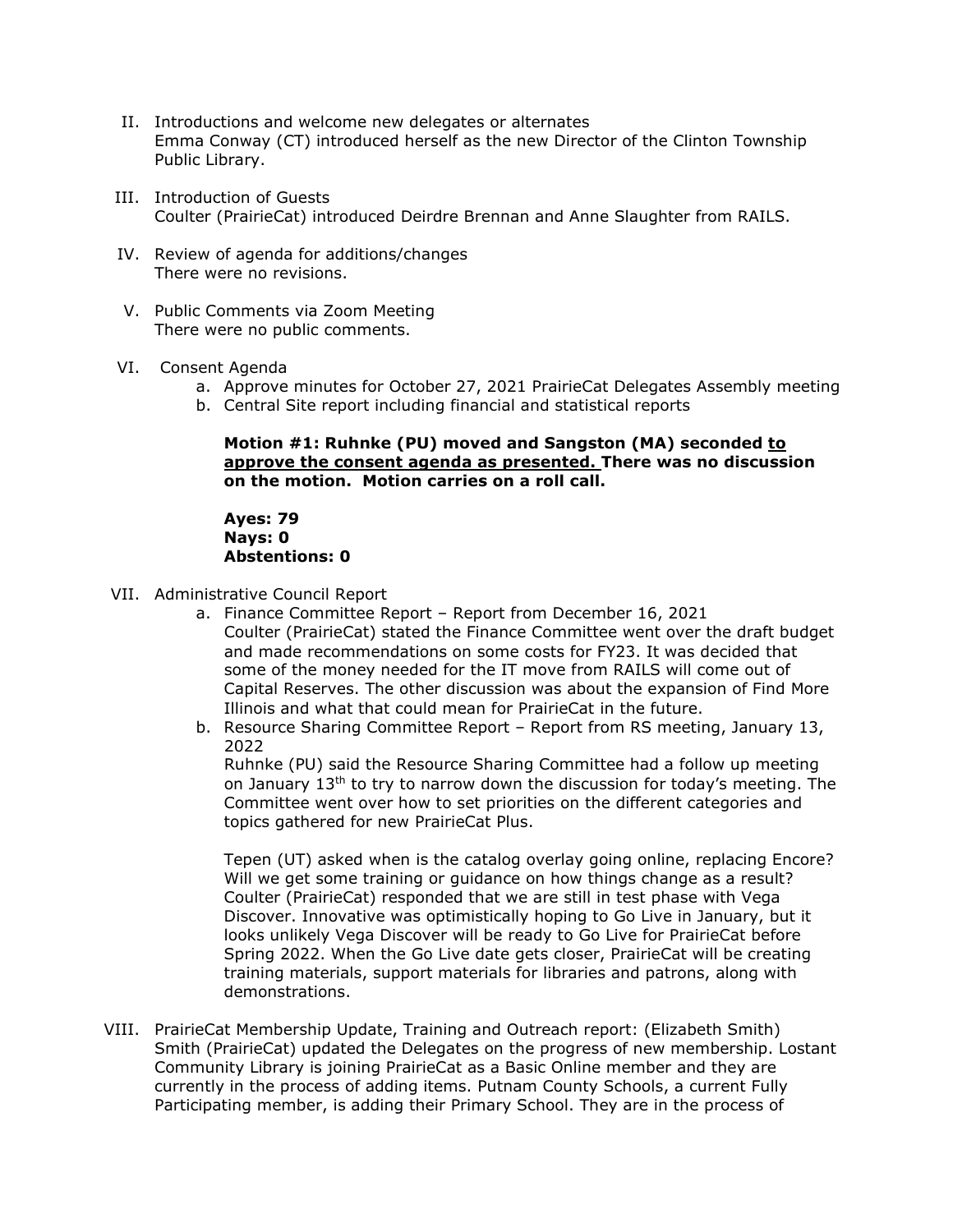II. Introductions and welcome new delegates or alternates
Emma Conway (CT) introduced herself as the new Director of the Clinton Township Public Library.

III. Introduction of Guests
Coulter (PrairieCat) introduced Deirdre Brennan and Anne Slaughter from RAILS.

IV. Review of agenda for additions/changes
There were no revisions.

V. Public Comments via Zoom Meeting
There were no public comments.

VI. Consent Agenda

a. Approve minutes for October 27, 2021 PrairieCat Delegates Assembly meeting
b. Central Site report including financial and statistical reports

**Motion #1: Ruhnke (PU) moved and Sangston (MA) seconded <u>to approve the consent agenda as presented.</u> There was no discussion on the motion. Motion carries on a roll call.**

**Ayes: 79**
**Nays: 0**
**Abstentions: 0**

VII. Administrative Council Report

a. Finance Committee Report – Report from December 16, 2021
Coulter (PrairieCat) stated the Finance Committee went over the draft budget and made recommendations on some costs for FY23. It was decided that some of the money needed for the IT move from RAILS will come out of Capital Reserves. The other discussion was about the expansion of Find More Illinois and what that could mean for PrairieCat in the future.

b. Resource Sharing Committee Report – Report from RS meeting, January 13, 2022
Ruhnke (PU) said the Resource Sharing Committee had a follow up meeting on January 13th to try to narrow down the discussion for today's meeting. The Committee went over how to set priorities on the different categories and topics gathered for new PrairieCat Plus.

Tepen (UT) asked when is the catalog overlay going online, replacing Encore? Will we get some training or guidance on how things change as a result? Coulter (PrairieCat) responded that we are still in test phase with Vega Discover. Innovative was optimistically hoping to Go Live in January, but it looks unlikely Vega Discover will be ready to Go Live for PrairieCat before Spring 2022. When the Go Live date gets closer, PrairieCat will be creating training materials, support materials for libraries and patrons, along with demonstrations.

VIII. PrairieCat Membership Update, Training and Outreach report: (Elizabeth Smith)
Smith (PrairieCat) updated the Delegates on the progress of new membership. Lostant Community Library is joining PrairieCat as a Basic Online member and they are currently in the process of adding items. Putnam County Schools, a current Fully Participating member, is adding their Primary School. They are in the process of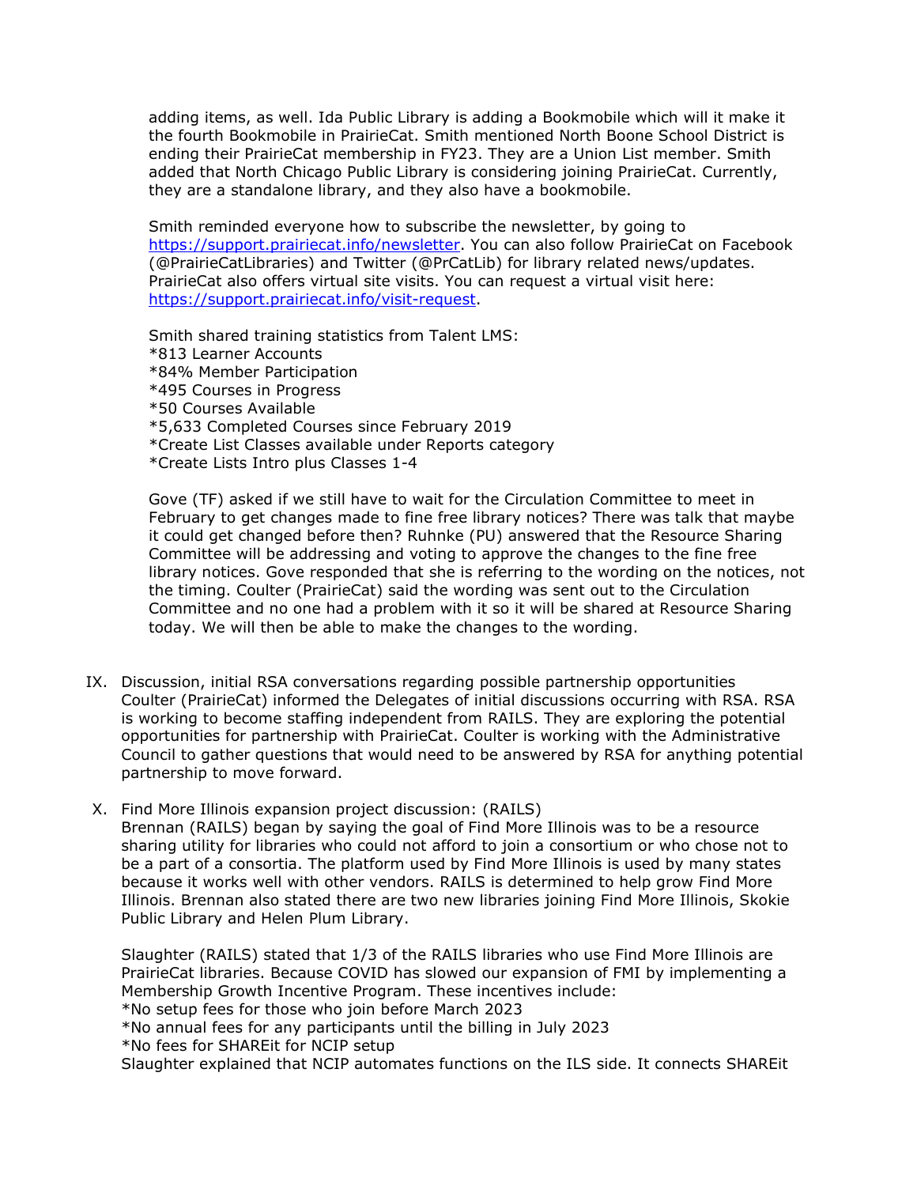adding items, as well. Ida Public Library is adding a Bookmobile which will it make it the fourth Bookmobile in PrairieCat. Smith mentioned North Boone School District is ending their PrairieCat membership in FY23. They are a Union List member. Smith added that North Chicago Public Library is considering joining PrairieCat. Currently, they are a standalone library, and they also have a bookmobile.

Smith reminded everyone how to subscribe the newsletter, by going to https://support.prairiecat.info/newsletter. You can also follow PrairieCat on Facebook (@PrairieCatLibraries) and Twitter (@PrCatLib) for library related news/updates. PrairieCat also offers virtual site visits. You can request a virtual visit here: https://support.prairiecat.info/visit-request.

Smith shared training statistics from Talent LMS:
*813 Learner Accounts
*84% Member Participation
*495 Courses in Progress
*50 Courses Available
*5,633 Completed Courses since February 2019
*Create List Classes available under Reports category
*Create Lists Intro plus Classes 1-4

Gove (TF) asked if we still have to wait for the Circulation Committee to meet in February to get changes made to fine free library notices? There was talk that maybe it could get changed before then? Ruhnke (PU) answered that the Resource Sharing Committee will be addressing and voting to approve the changes to the fine free library notices. Gove responded that she is referring to the wording on the notices, not the timing. Coulter (PrairieCat) said the wording was sent out to the Circulation Committee and no one had a problem with it so it will be shared at Resource Sharing today. We will then be able to make the changes to the wording.

IX. Discussion, initial RSA conversations regarding possible partnership opportunities
Coulter (PrairieCat) informed the Delegates of initial discussions occurring with RSA. RSA is working to become staffing independent from RAILS. They are exploring the potential opportunities for partnership with PrairieCat. Coulter is working with the Administrative Council to gather questions that would need to be answered by RSA for anything potential partnership to move forward.

X. Find More Illinois expansion project discussion: (RAILS)
Brennan (RAILS) began by saying the goal of Find More Illinois was to be a resource sharing utility for libraries who could not afford to join a consortium or who chose not to be a part of a consortia. The platform used by Find More Illinois is used by many states because it works well with other vendors. RAILS is determined to help grow Find More Illinois. Brennan also stated there are two new libraries joining Find More Illinois, Skokie Public Library and Helen Plum Library.

Slaughter (RAILS) stated that 1/3 of the RAILS libraries who use Find More Illinois are PrairieCat libraries. Because COVID has slowed our expansion of FMI by implementing a Membership Growth Incentive Program. These incentives include:
*No setup fees for those who join before March 2023
*No annual fees for any participants until the billing in July 2023
*No fees for SHAREit for NCIP setup
Slaughter explained that NCIP automates functions on the ILS side. It connects SHAREit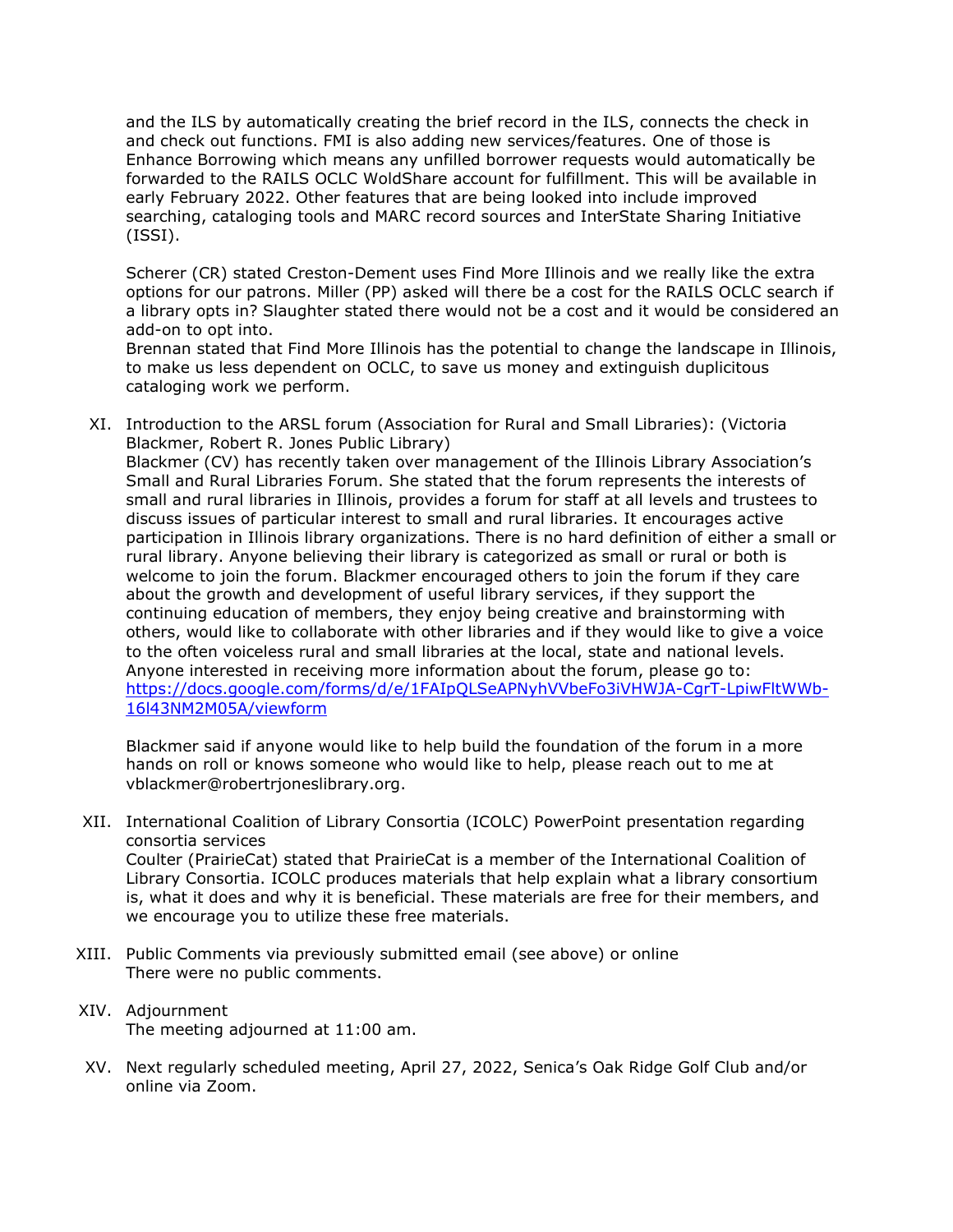and the ILS by automatically creating the brief record in the ILS, connects the check in and check out functions. FMI is also adding new services/features. One of those is Enhance Borrowing which means any unfilled borrower requests would automatically be forwarded to the RAILS OCLC WoldShare account for fulfillment. This will be available in early February 2022. Other features that are being looked into include improved searching, cataloging tools and MARC record sources and InterState Sharing Initiative (ISSI).

Scherer (CR) stated Creston-Dement uses Find More Illinois and we really like the extra options for our patrons. Miller (PP) asked will there be a cost for the RAILS OCLC search if a library opts in? Slaughter stated there would not be a cost and it would be considered an add-on to opt into.
Brennan stated that Find More Illinois has the potential to change the landscape in Illinois, to make us less dependent on OCLC, to save us money and extinguish duplicitous cataloging work we perform.

XI. Introduction to the ARSL forum (Association for Rural and Small Libraries): (Victoria Blackmer, Robert R. Jones Public Library)
Blackmer (CV) has recently taken over management of the Illinois Library Association's Small and Rural Libraries Forum. She stated that the forum represents the interests of small and rural libraries in Illinois, provides a forum for staff at all levels and trustees to discuss issues of particular interest to small and rural libraries. It encourages active participation in Illinois library organizations. There is no hard definition of either a small or rural library. Anyone believing their library is categorized as small or rural or both is welcome to join the forum. Blackmer encouraged others to join the forum if they care about the growth and development of useful library services, if they support the continuing education of members, they enjoy being creative and brainstorming with others, would like to collaborate with other libraries and if they would like to give a voice to the often voiceless rural and small libraries at the local, state and national levels. Anyone interested in receiving more information about the forum, please go to: https://docs.google.com/forms/d/e/1FAIpQLSeAPNyhVVbeFo3iVHWJA-CgrT-LpiwFltWWb-16l43NM2M05A/viewform

Blackmer said if anyone would like to help build the foundation of the forum in a more hands on roll or knows someone who would like to help, please reach out to me at vblackmer@robertrjoneslibrary.org.

XII. International Coalition of Library Consortia (ICOLC) PowerPoint presentation regarding consortia services
Coulter (PrairieCat) stated that PrairieCat is a member of the International Coalition of Library Consortia. ICOLC produces materials that help explain what a library consortium is, what it does and why it is beneficial. These materials are free for their members, and we encourage you to utilize these free materials.

XIII. Public Comments via previously submitted email (see above) or online
There were no public comments.

XIV. Adjournment
The meeting adjourned at 11:00 am.

XV. Next regularly scheduled meeting, April 27, 2022, Senica's Oak Ridge Golf Club and/or online via Zoom.